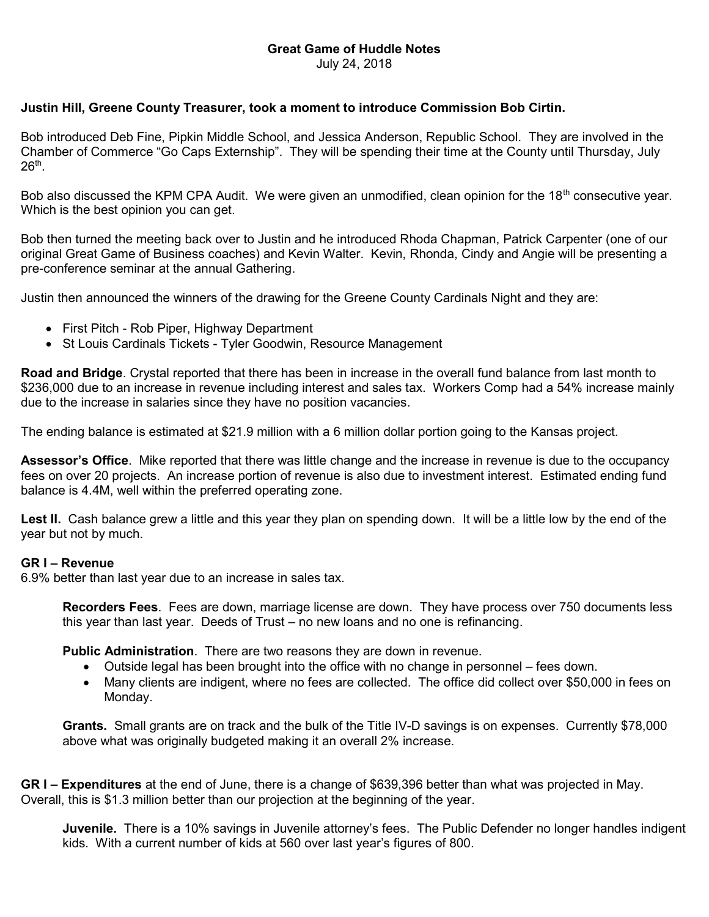**Great Game of Huddle Notes**
July 24, 2018

**Justin Hill, Greene County Treasurer, took a moment to introduce Commission Bob Cirtin.**

Bob introduced Deb Fine, Pipkin Middle School, and Jessica Anderson, Republic School. They are involved in the Chamber of Commerce "Go Caps Externship". They will be spending their time at the County until Thursday, July 26th.

Bob also discussed the KPM CPA Audit. We were given an unmodified, clean opinion for the 18th consecutive year. Which is the best opinion you can get.

Bob then turned the meeting back over to Justin and he introduced Rhoda Chapman, Patrick Carpenter (one of our original Great Game of Business coaches) and Kevin Walter. Kevin, Rhonda, Cindy and Angie will be presenting a pre-conference seminar at the annual Gathering.

Justin then announced the winners of the drawing for the Greene County Cardinals Night and they are:

- First Pitch - Rob Piper, Highway Department
- St Louis Cardinals Tickets - Tyler Goodwin, Resource Management

**Road and Bridge**. Crystal reported that there has been in increase in the overall fund balance from last month to $236,000 due to an increase in revenue including interest and sales tax. Workers Comp had a 54% increase mainly due to the increase in salaries since they have no position vacancies.

The ending balance is estimated at $21.9 million with a 6 million dollar portion going to the Kansas project.

**Assessor's Office**. Mike reported that there was little change and the increase in revenue is due to the occupancy fees on over 20 projects. An increase portion of revenue is also due to investment interest. Estimated ending fund balance is 4.4M, well within the preferred operating zone.

**Lest II.** Cash balance grew a little and this year they plan on spending down. It will be a little low by the end of the year but not by much.

**GR I – Revenue**
6.9% better than last year due to an increase in sales tax.

> **Recorders Fees**. Fees are down, marriage license are down. They have process over 750 documents less this year than last year. Deeds of Trust – no new loans and no one is refinancing.
>
> **Public Administration**. There are two reasons they are down in revenue.
> - Outside legal has been brought into the office with no change in personnel – fees down.
> - Many clients are indigent, where no fees are collected. The office did collect over $50,000 in fees on Monday.
>
> **Grants.** Small grants are on track and the bulk of the Title IV-D savings is on expenses. Currently $78,000 above what was originally budgeted making it an overall 2% increase.

**GR I – Expenditures** at the end of June, there is a change of $639,396 better than what was projected in May. Overall, this is $1.3 million better than our projection at the beginning of the year.

> **Juvenile.** There is a 10% savings in Juvenile attorney's fees. The Public Defender no longer handles indigent kids. With a current number of kids at 560 over last year's figures of 800.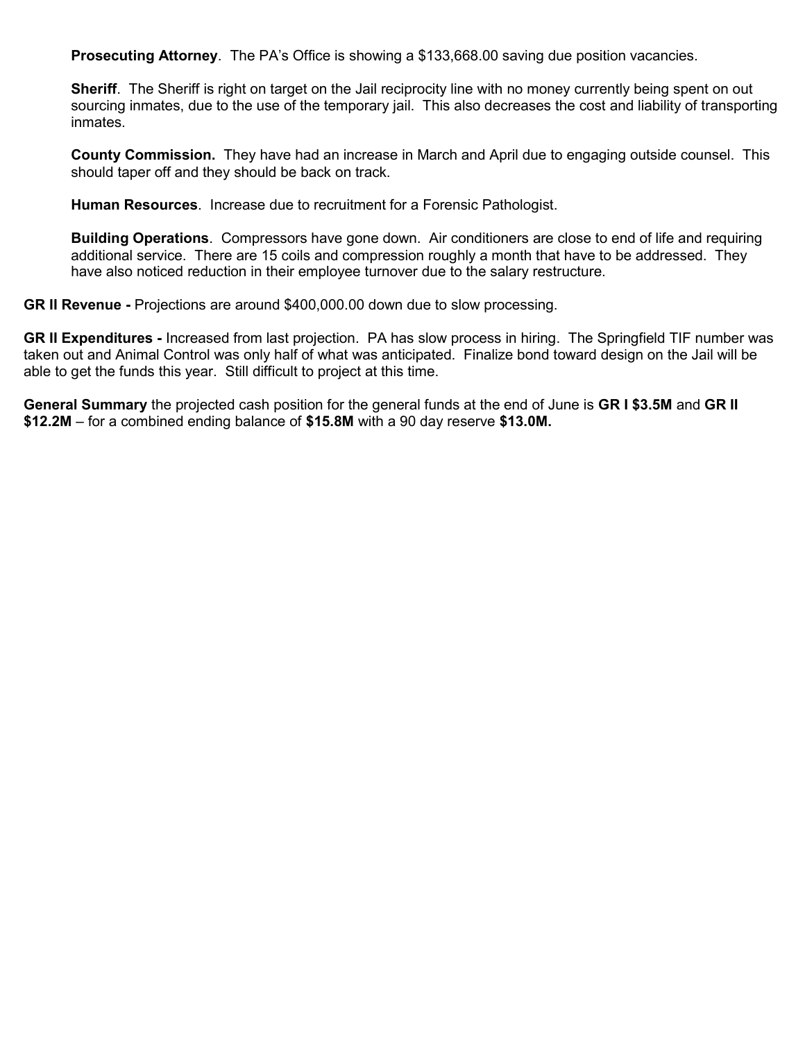**Prosecuting Attorney**. The PA's Office is showing a $133,668.00 saving due position vacancies.

**Sheriff**. The Sheriff is right on target on the Jail reciprocity line with no money currently being spent on out sourcing inmates, due to the use of the temporary jail. This also decreases the cost and liability of transporting inmates.

**County Commission.** They have had an increase in March and April due to engaging outside counsel. This should taper off and they should be back on track.

**Human Resources**. Increase due to recruitment for a Forensic Pathologist.

**Building Operations**. Compressors have gone down. Air conditioners are close to end of life and requiring additional service. There are 15 coils and compression roughly a month that have to be addressed. They have also noticed reduction in their employee turnover due to the salary restructure.

**GR II Revenue -** Projections are around $400,000.00 down due to slow processing.

**GR II Expenditures -** Increased from last projection. PA has slow process in hiring. The Springfield TIF number was taken out and Animal Control was only half of what was anticipated. Finalize bond toward design on the Jail will be able to get the funds this year. Still difficult to project at this time.

**General Summary** the projected cash position for the general funds at the end of June is **GR I $3.5M** and **GR II $12.2M** – for a combined ending balance of **$15.8M** with a 90 day reserve **$13.0M.**